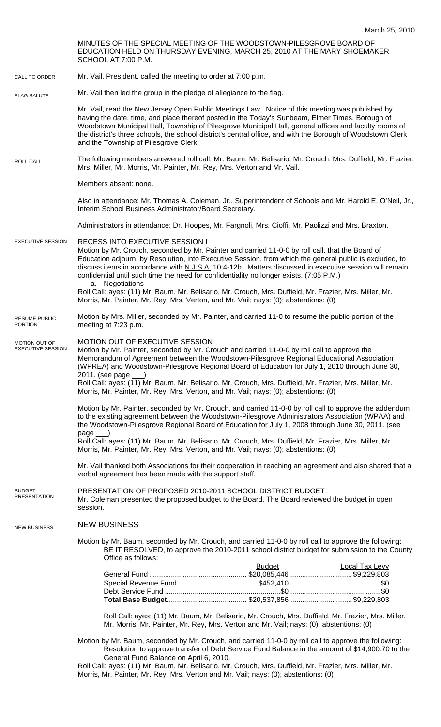MINUTES OF THE SPECIAL MEETING OF THE WOODSTOWN-PILESGROVE BOARD OF EDUCATION HELD ON THURSDAY EVENING, MARCH 25, 2010 AT THE MARY SHOEMAKER SCHOOL AT 7:00 P.M.

**CALL TO ORDER**

Mr. Vail, President, called the meeting to order at 7:00 p.m.

**FLAG SALUTE**

Mr. Vail then led the group in the pledge of allegiance to the flag.

Mr. Vail, read the New Jersey Open Public Meetings Law. Notice of this meeting was published by having the date, time, and place thereof posted in the Today's Sunbeam, Elmer Times, Borough of Woodstown Municipal Hall, Township of Pilesgrove Municipal Hall, general offices and faculty rooms of the district's three schools, the school district's central office, and with the Borough of Woodstown Clerk and the Township of Pilesgrove Clerk.

**ROLL CALL**

The following members answered roll call: Mr. Baum, Mr. Belisario, Mr. Crouch, Mrs. Duffield, Mr. Frazier, Mrs. Miller, Mr. Morris, Mr. Painter, Mr. Rey, Mrs. Verton and Mr. Vail.

Members absent: none.

Also in attendance: Mr. Thomas A. Coleman, Jr., Superintendent of Schools and Mr. Harold E. O'Neil, Jr., Interim School Business Administrator/Board Secretary.

Administrators in attendance: Dr. Hoopes, Mr. Fargnoli, Mrs. Cioffi, Mr. Paolizzi and Mrs. Braxton.

**EXECUTIVE SESSION**

RECESS INTO EXECUTIVE SESSION I

Motion by Mr. Crouch, seconded by Mr. Painter and carried 11-0-0 by roll call, that the Board of Education adjourn, by Resolution, into Executive Session, from which the general public is excluded, to discuss items in accordance with N.J.S.A. 10:4-12b. Matters discussed in executive session will remain confidential until such time the need for confidentiality no longer exists. (7:05 P.M.)

a. Negotiations

Roll Call: ayes: (11) Mr. Baum, Mr. Belisario, Mr. Crouch, Mrs. Duffield, Mr. Frazier, Mrs. Miller, Mr. Morris, Mr. Painter, Mr. Rey, Mrs. Verton, and Mr. Vail; nays: (0); abstentions: (0)

**RESUME PUBLIC PORTION**

Motion by Mrs. Miller, seconded by Mr. Painter, and carried 11-0 to resume the public portion of the meeting at 7:23 p.m.

**MOTION OUT OF EXECUTIVE SESSION**

MOTION OUT OF EXECUTIVE SESSION

Motion by Mr. Painter, seconded by Mr. Crouch and carried 11-0-0 by roll call to approve the Memorandum of Agreement between the Woodstown-Pilesgrove Regional Educational Association (WPREA) and Woodstown-Pilesgrove Regional Board of Education for July 1, 2010 through June 30, 2011. (see page ___)

Roll Call: ayes: (11) Mr. Baum, Mr. Belisario, Mr. Crouch, Mrs. Duffield, Mr. Frazier, Mrs. Miller, Mr. Morris, Mr. Painter, Mr. Rey, Mrs. Verton, and Mr. Vail; nays: (0); abstentions: (0)

Motion by Mr. Painter, seconded by Mr. Crouch, and carried 11-0-0 by roll call to approve the addendum to the existing agreement between the Woodstown-Pilesgrove Administrators Association (WPAA) and the Woodstown-Pilesgrove Regional Board of Education for July 1, 2008 through June 30, 2011. (see page ___)

Roll Call: ayes: (11) Mr. Baum, Mr. Belisario, Mr. Crouch, Mrs. Duffield, Mr. Frazier, Mrs. Miller, Mr. Morris, Mr. Painter, Mr. Rey, Mrs. Verton, and Mr. Vail; nays: (0); abstentions: (0)

Mr. Vail thanked both Associations for their cooperation in reaching an agreement and also shared that a verbal agreement has been made with the support staff.

**BUDGET PRESENTATION**

PRESENTATION OF PROPOSED 2010-2011 SCHOOL DISTRICT BUDGET

Mr. Coleman presented the proposed budget to the Board. The Board reviewed the budget in open session.

**NEW BUSINESS**

NEW BUSINESS

Motion by Mr. Baum, seconded by Mr. Crouch, and carried 11-0-0 by roll call to approve the following:

BE IT RESOLVED, to approve the 2010-2011 school district budget for submission to the County Office as follows:

| | Budget | Local Tax Levy |
|---|---|---|
| General Fund | $20,085,446 | $9,229,803 |
| Special Revenue Fund | $452,410 | $0 |
| Debt Service Fund | $0 | $0 |
| **Total Base Budget** | $20,537,856 | $9,229,803 |

Roll Call: ayes: (11) Mr. Baum, Mr. Belisario, Mr. Crouch, Mrs. Duffield, Mr. Frazier, Mrs. Miller, Mr. Morris, Mr. Painter, Mr. Rey, Mrs. Verton and Mr. Vail; nays: (0); abstentions: (0)

Motion by Mr. Baum, seconded by Mr. Crouch, and carried 11-0-0 by roll call to approve the following:

Resolution to approve transfer of Debt Service Fund Balance in the amount of $14,900.70 to the General Fund Balance on April 6, 2010.

Roll Call: ayes: (11) Mr. Baum, Mr. Belisario, Mr. Crouch, Mrs. Duffield, Mr. Frazier, Mrs. Miller, Mr. Morris, Mr. Painter, Mr. Rey, Mrs. Verton and Mr. Vail; nays: (0); abstentions: (0)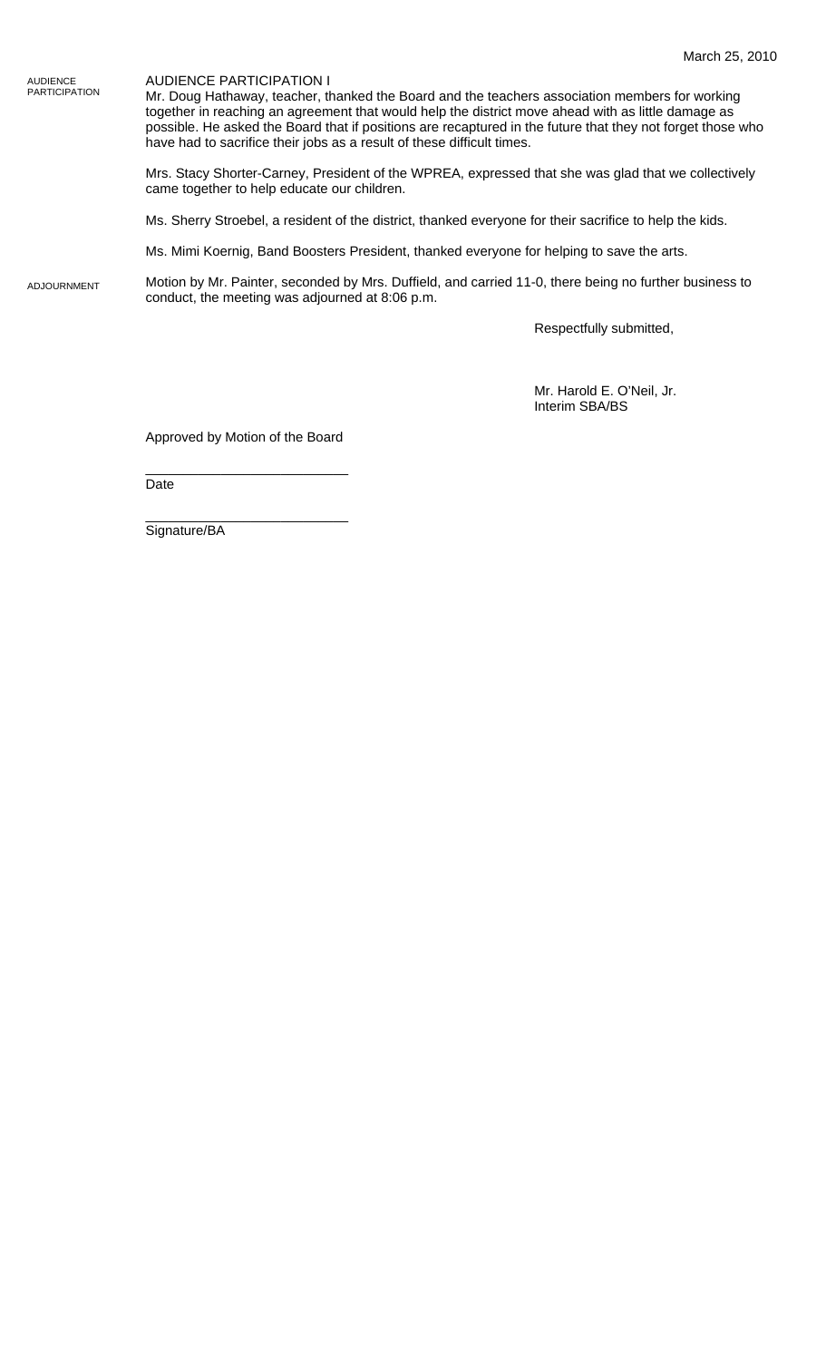AUDIENCE PARTICIPATION

## AUDIENCE PARTICIPATION I

Mr. Doug Hathaway, teacher, thanked the Board and the teachers association members for working together in reaching an agreement that would help the district move ahead with as little damage as possible. He asked the Board that if positions are recaptured in the future that they not forget those who have had to sacrifice their jobs as a result of these difficult times.

Mrs. Stacy Shorter-Carney, President of the WPREA, expressed that she was glad that we collectively came together to help educate our children.

Ms. Sherry Stroebel, a resident of the district, thanked everyone for their sacrifice to help the kids.

Ms. Mimi Koernig, Band Boosters President, thanked everyone for helping to save the arts.

ADJOURNMENT

Motion by Mr. Painter, seconded by Mrs. Duffield, and carried 11-0, there being no further business to conduct, the meeting was adjourned at 8:06 p.m.

Respectfully submitted,

Mr. Harold E. O'Neil, Jr.
Interim SBA/BS

Approved by Motion of the Board

\_\_\_\_\_\_\_\_\_\_\_\_\_\_\_\_\_\_\_\_\_\_\_\_\_\_\_\_
Date

\_\_\_\_\_\_\_\_\_\_\_\_\_\_\_\_\_\_\_\_\_\_\_\_\_\_\_\_
Signature/BA